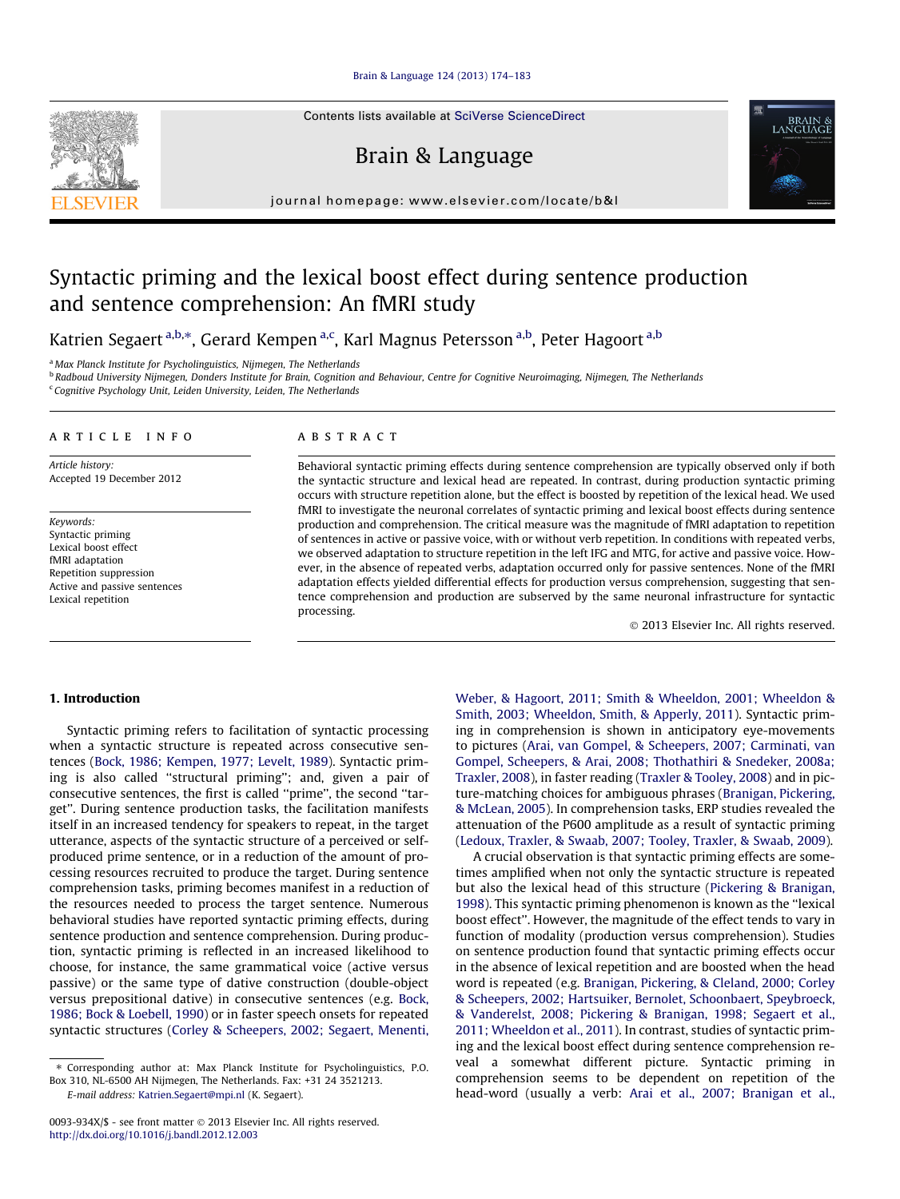# Syntactic priming and the lexical boost effect during sentence production and sentence comprehension: An fMRI study

Katrien Segaert [a,b,*], Gerard Kempen [a,c], Karl Magnus Petersson [a,b], Peter Hagoort [a,b]

[a] Max Planck Institute for Psycholinguistics, Nijmegen, The Netherlands
[b] Radboud University Nijmegen, Donders Institute for Brain, Cognition and Behaviour, Centre for Cognitive Neuroimaging, Nijmegen, The Netherlands
[c] Cognitive Psychology Unit, Leiden University, Leiden, The Netherlands

## ARTICLE INFO

*Article history:*
Accepted 19 December 2012

*Keywords:*
Syntactic priming
Lexical boost effect
fMRI adaptation
Repetition suppression
Active and passive sentences
Lexical repetition

## ABSTRACT

Behavioral syntactic priming effects during sentence comprehension are typically observed only if both the syntactic structure and lexical head are repeated. In contrast, during production syntactic priming occurs with structure repetition alone, but the effect is boosted by repetition of the lexical head. We used fMRI to investigate the neuronal correlates of syntactic priming and lexical boost effects during sentence production and comprehension. The critical measure was the magnitude of fMRI adaptation to repetition of sentences in active or passive voice, with or without verb repetition. In conditions with repeated verbs, we observed adaptation to structure repetition in the left IFG and MTG, for active and passive voice. However, in the absence of repeated verbs, adaptation occurred only for passive sentences. None of the fMRI adaptation effects yielded differential effects for production versus comprehension, suggesting that sentence comprehension and production are subserved by the same neuronal infrastructure for syntactic processing.

© 2013 Elsevier Inc. All rights reserved.

## 1. Introduction

Syntactic priming refers to facilitation of syntactic processing when a syntactic structure is repeated across consecutive sentences (Bock, 1986; Kempen, 1977; Levelt, 1989). Syntactic priming is also called "structural priming"; and, given a pair of consecutive sentences, the first is called "prime", the second "target". During sentence production tasks, the facilitation manifests itself in an increased tendency for speakers to repeat, in the target utterance, aspects of the syntactic structure of a perceived or self-produced prime sentence, or in a reduction of the amount of processing resources recruited to produce the target. During sentence comprehension tasks, priming becomes manifest in a reduction of the resources needed to process the target sentence. Numerous behavioral studies have reported syntactic priming effects, during sentence production and sentence comprehension. During production, syntactic priming is reflected in an increased likelihood to choose, for instance, the same grammatical voice (active versus passive) or the same type of dative construction (double-object versus prepositional dative) in consecutive sentences (e.g. Bock, 1986; Bock & Loebell, 1990) or in faster speech onsets for repeated syntactic structures (Corley & Scheepers, 2002; Segaert, Menenti, Weber, & Hagoort, 2011; Smith & Wheeldon, 2001; Wheeldon & Smith, 2003; Wheeldon, Smith, & Apperly, 2011). Syntactic priming in comprehension is shown in anticipatory eye-movements to pictures (Arai, van Gompel, & Scheepers, 2007; Carminati, van Gompel, Scheepers, & Arai, 2008; Thothathiri & Snedeker, 2008a; Traxler, 2008), in faster reading (Traxler & Tooley, 2008) and in picture-matching choices for ambiguous phrases (Branigan, Pickering, & McLean, 2005). In comprehension tasks, ERP studies revealed the attenuation of the P600 amplitude as a result of syntactic priming (Ledoux, Traxler, & Swaab, 2007; Tooley, Traxler, & Swaab, 2009).

A crucial observation is that syntactic priming effects are sometimes amplified when not only the syntactic structure is repeated but also the lexical head of this structure (Pickering & Branigan, 1998). This syntactic priming phenomenon is known as the "lexical boost effect". However, the magnitude of the effect tends to vary in function of modality (production versus comprehension). Studies on sentence production found that syntactic priming effects occur in the absence of lexical repetition and are boosted when the head word is repeated (e.g. Branigan, Pickering, & Cleland, 2000; Corley & Scheepers, 2002; Hartsuiker, Bernolet, Schoonbaert, Speybroeck, & Vanderelst, 2008; Pickering & Branigan, 1998; Segaert et al., 2011; Wheeldon et al., 2011). In contrast, studies of syntactic priming and the lexical boost effect during sentence comprehension reveal a somewhat different picture. Syntactic priming in comprehension seems to be dependent on repetition of the head-word (usually a verb: Arai et al., 2007; Branigan et al.,

* Corresponding author at: Max Planck Institute for Psycholinguistics, P.O. Box 310, NL-6500 AH Nijmegen, The Netherlands. Fax: +31 24 3521213.
E-mail address: Katrien.Segaert@mpi.nl (K. Segaert).

0093-934X/$ - see front matter © 2013 Elsevier Inc. All rights reserved.
http://dx.doi.org/10.1016/j.bandl.2012.12.003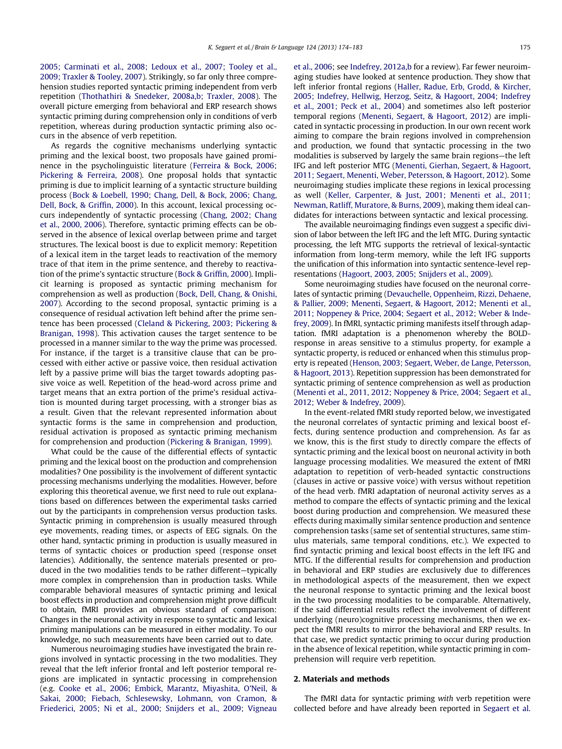2005; Carminati et al., 2008; Ledoux et al., 2007; Tooley et al., 2009; Traxler & Tooley, 2007). Strikingly, so far only three comprehension studies reported syntactic priming independent from verb repetition (Thothathiri & Snedeker, 2008a,b; Traxler, 2008). The overall picture emerging from behavioral and ERP research shows syntactic priming during comprehension only in conditions of verb repetition, whereas during production syntactic priming also occurs in the absence of verb repetition.

As regards the cognitive mechanisms underlying syntactic priming and the lexical boost, two proposals have gained prominence in the psycholinguistic literature (Ferreira & Bock, 2006; Pickering & Ferreira, 2008). One proposal holds that syntactic priming is due to implicit learning of a syntactic structure building process (Bock & Loebell, 1990; Chang, Dell, & Bock, 2006; Chang, Dell, Bock, & Griffin, 2000). In this account, lexical processing occurs independently of syntactic processing (Chang, 2002; Chang et al., 2000, 2006). Therefore, syntactic priming effects can be observed in the absence of lexical overlap between prime and target structures. The lexical boost is due to explicit memory: Repetition of a lexical item in the target leads to reactivation of the memory trace of that item in the prime sentence, and thereby to reactivation of the prime's syntactic structure (Bock & Griffin, 2000). Implicit learning is proposed as syntactic priming mechanism for comprehension as well as production (Bock, Dell, Chang, & Onishi, 2007). According to the second proposal, syntactic priming is a consequence of residual activation left behind after the prime sentence has been processed (Cleland & Pickering, 2003; Pickering & Branigan, 1998). This activation causes the target sentence to be processed in a manner similar to the way the prime was processed. For instance, if the target is a transitive clause that can be processed with either active or passive voice, then residual activation left by a passive prime will bias the target towards adopting passive voice as well. Repetition of the head-word across prime and target means that an extra portion of the prime's residual activation is mounted during target processing, with a stronger bias as a result. Given that the relevant represented information about syntactic forms is the same in comprehension and production, residual activation is proposed as syntactic priming mechanism for comprehension and production (Pickering & Branigan, 1999).

What could be the cause of the differential effects of syntactic priming and the lexical boost on the production and comprehension modalities? One possibility is the involvement of different syntactic processing mechanisms underlying the modalities. However, before exploring this theoretical avenue, we first need to rule out explanations based on differences between the experimental tasks carried out by the participants in comprehension versus production tasks. Syntactic priming in comprehension is usually measured through eye movements, reading times, or aspects of EEG signals. On the other hand, syntactic priming in production is usually measured in terms of syntactic choices or production speed (response onset latencies). Additionally, the sentence materials presented or produced in the two modalities tends to be rather different—typically more complex in comprehension than in production tasks. While comparable behavioral measures of syntactic priming and lexical boost effects in production and comprehension might prove difficult to obtain, fMRI provides an obvious standard of comparison: Changes in the neuronal activity in response to syntactic and lexical priming manipulations can be measured in either modality. To our knowledge, no such measurements have been carried out to date.

Numerous neuroimaging studies have investigated the brain regions involved in syntactic processing in the two modalities. They reveal that the left inferior frontal and left posterior temporal regions are implicated in syntactic processing in comprehension (e.g. Cooke et al., 2006; Embick, Marantz, Miyashita, O'Neil, & Sakai, 2000; Fiebach, Schlesewsky, Lohmann, von Cramon, & Friederici, 2005; Ni et al., 2000; Snijders et al., 2009; Vigneau et al., 2006; see Indefrey, 2012a,b for a review). Far fewer neuroimaging studies have looked at sentence production. They show that left inferior frontal regions (Haller, Radue, Erb, Grodd, & Kircher, 2005; Indefrey, Hellwig, Herzog, Seitz, & Hagoort, 2004; Indefrey et al., 2001; Peck et al., 2004) and sometimes also left posterior temporal regions (Menenti, Segaert, & Hagoort, 2012) are implicated in syntactic processing in production. In our own recent work aiming to compare the brain regions involved in comprehension and production, we found that syntactic processing in the two modalities is subserved by largely the same brain regions—the left IFG and left posterior MTG (Menenti, Gierhan, Segaert, & Hagoort, 2011; Segaert, Menenti, Weber, Petersson, & Hagoort, 2012). Some neuroimaging studies implicate these regions in lexical processing as well (Keller, Carpenter, & Just, 2001; Menenti et al., 2011; Newman, Ratliff, Muratore, & Burns, 2009), making them ideal candidates for interactions between syntactic and lexical processing.

The available neuroimaging findings even suggest a specific division of labor between the left IFG and the left MTG. During syntactic processing, the left MTG supports the retrieval of lexical-syntactic information from long-term memory, while the left IFG supports the unification of this information into syntactic sentence-level representations (Hagoort, 2003, 2005; Snijders et al., 2009).

Some neuroimaging studies have focused on the neuronal correlates of syntactic priming (Devauchelle, Oppenheim, Rizzi, Dehaene, & Pallier, 2009; Menenti, Segaert, & Hagoort, 2012; Menenti et al., 2011; Noppeney & Price, 2004; Segaert et al., 2012; Weber & Indefrey, 2009). In fMRI, syntactic priming manifests itself through adaptation. fMRI adaptation is a phenomenon whereby the BOLD-response in areas sensitive to a stimulus property, for example a syntactic property, is reduced or enhanced when this stimulus property is repeated (Henson, 2003; Segaert, Weber, de Lange, Petersson, & Hagoort, 2013). Repetition suppression has been demonstrated for syntactic priming of sentence comprehension as well as production (Menenti et al., 2011, 2012; Noppeney & Price, 2004; Segaert et al., 2012; Weber & Indefrey, 2009).

In the event-related fMRI study reported below, we investigated the neuronal correlates of syntactic priming and lexical boost effects, during sentence production and comprehension. As far as we know, this is the first study to directly compare the effects of syntactic priming and the lexical boost on neuronal activity in both language processing modalities. We measured the extent of fMRI adaptation to repetition of verb-headed syntactic constructions (clauses in active or passive voice) with versus without repetition of the head verb. fMRI adaptation of neuronal activity serves as a method to compare the effects of syntactic priming and the lexical boost during production and comprehension. We measured these effects during maximally similar sentence production and sentence comprehension tasks (same set of sentential structures, same stimulus materials, same temporal conditions, etc.). We expected to find syntactic priming and lexical boost effects in the left IFG and MTG. If the differential results for comprehension and production in behavioral and ERP studies are exclusively due to differences in methodological aspects of the measurement, then we expect the neuronal response to syntactic priming and the lexical boost in the two processing modalities to be comparable. Alternatively, if the said differential results reflect the involvement of different underlying (neuro)cognitive processing mechanisms, then we expect the fMRI results to mirror the behavioral and ERP results. In that case, we predict syntactic priming to occur during production in the absence of lexical repetition, while syntactic priming in comprehension will require verb repetition.

## 2. Materials and methods

The fMRI data for syntactic priming *with* verb repetition were collected before and have already been reported in Segaert et al.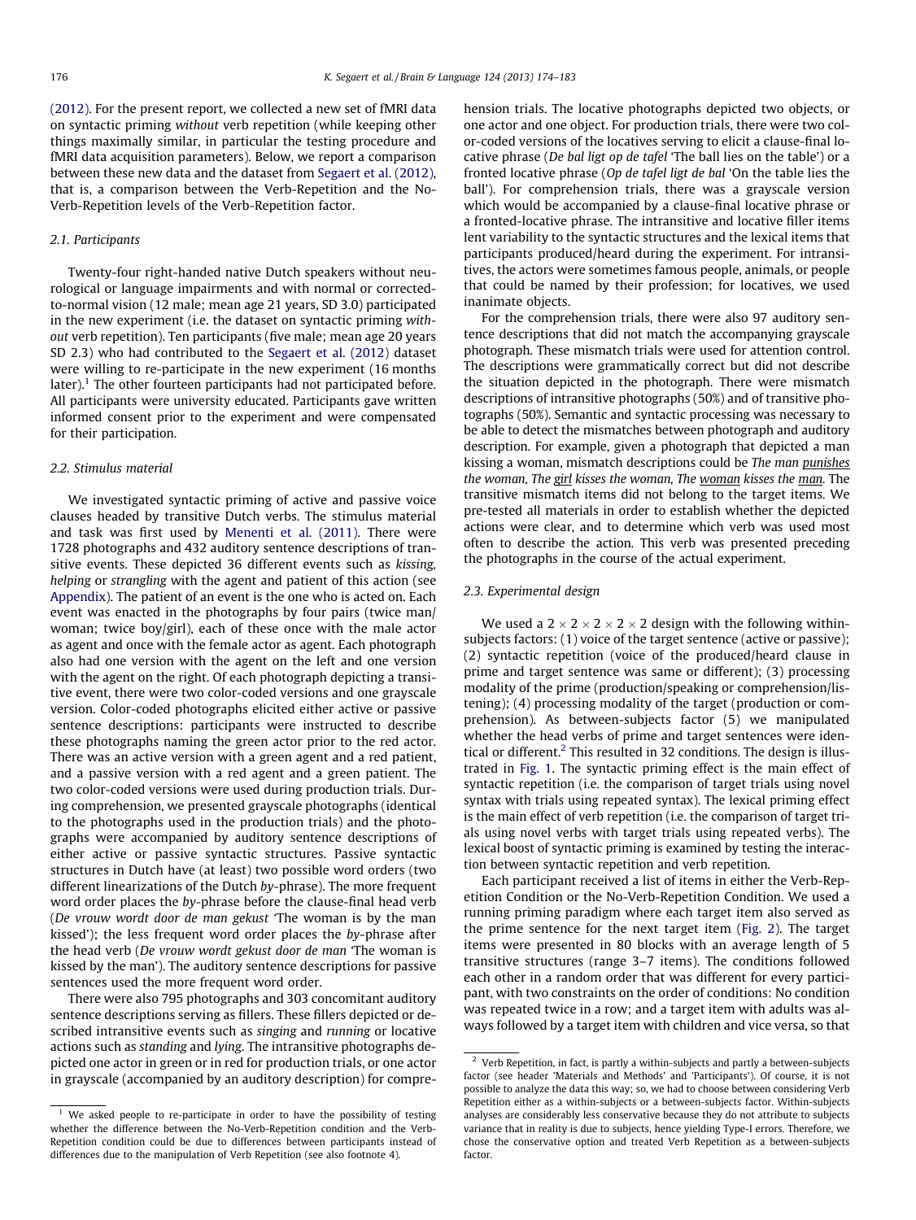(2012). For the present report, we collected a new set of fMRI data on syntactic priming *without* verb repetition (while keeping other things maximally similar, in particular the testing procedure and fMRI data acquisition parameters). Below, we report a comparison between these new data and the dataset from Segaert et al. (2012), that is, a comparison between the Verb-Repetition and the No-Verb-Repetition levels of the Verb-Repetition factor.

### 2.1. Participants

Twenty-four right-handed native Dutch speakers without neurological or language impairments and with normal or corrected-to-normal vision (12 male; mean age 21 years, SD 3.0) participated in the new experiment (i.e. the dataset on syntactic priming *without* verb repetition). Ten participants (five male; mean age 20 years SD 2.3) who had contributed to the Segaert et al. (2012) dataset were willing to re-participate in the new experiment (16 months later).[1] The other fourteen participants had not participated before. All participants were university educated. Participants gave written informed consent prior to the experiment and were compensated for their participation.

### 2.2. Stimulus material

We investigated syntactic priming of active and passive voice clauses headed by transitive Dutch verbs. The stimulus material and task was first used by Menenti et al. (2011). There were 1728 photographs and 432 auditory sentence descriptions of transitive events. These depicted 36 different events such as *kissing, helping* or *strangling* with the agent and patient of this action (see Appendix). The patient of an event is the one who is acted on. Each event was enacted in the photographs by four pairs (twice man/woman; twice boy/girl), each of these once with the male actor as agent and once with the female actor as agent. Each photograph also had one version with the agent on the left and one version with the agent on the right. Of each photograph depicting a transitive event, there were two color-coded versions and one grayscale version. Color-coded photographs elicited either active or passive sentence descriptions: participants were instructed to describe these photographs naming the green actor prior to the red actor. There was an active version with a green agent and a red patient, and a passive version with a red agent and a green patient. The two color-coded versions were used during production trials. During comprehension, we presented grayscale photographs (identical to the photographs used in the production trials) and the photographs were accompanied by auditory sentence descriptions of either active or passive syntactic structures. Passive syntactic structures in Dutch have (at least) two possible word orders (two different linearizations of the Dutch *by*-phrase). The more frequent word order places the *by*-phrase before the clause-final head verb (*De vrouw wordt door de man gekust* 'The woman is by the man kissed'); the less frequent word order places the *by*-phrase after the head verb (*De vrouw wordt gekust door de man* 'The woman is kissed by the man'). The auditory sentence descriptions for passive sentences used the more frequent word order.

There were also 795 photographs and 303 concomitant auditory sentence descriptions serving as fillers. These fillers depicted or described intransitive events such as *singing* and *running* or locative actions such as *standing* and *lying*. The intransitive photographs depicted one actor in green or in red for production trials, or one actor in grayscale (accompanied by an auditory description) for comprehension trials. The locative photographs depicted two objects, or one actor and one object. For production trials, there were two color-coded versions of the locatives serving to elicit a clause-final locative phrase (*De bal ligt op de tafel* 'The ball lies on the table') or a fronted locative phrase (*Op de tafel ligt de bal* 'On the table lies the ball'). For comprehension trials, there was a grayscale version which would be accompanied by a clause-final locative phrase or a fronted-locative phrase. The intransitive and locative filler items lent variability to the syntactic structures and the lexical items that participants produced/heard during the experiment. For intransitives, the actors were sometimes famous people, animals, or people that could be named by their profession; for locatives, we used inanimate objects.

For the comprehension trials, there were also 97 auditory sentence descriptions that did not match the accompanying grayscale photograph. These mismatch trials were used for attention control. The descriptions were grammatically correct but did not describe the situation depicted in the photograph. There were mismatch descriptions of intransitive photographs (50%) and of transitive photographs (50%). Semantic and syntactic processing was necessary to be able to detect the mismatches between photograph and auditory description. For example, given a photograph that depicted a man kissing a woman, mismatch descriptions could be *The man <u>punishes</u> the woman, The <u>girl</u> kisses the woman, The <u>woman</u> kisses the <u>man</u>.* The transitive mismatch items did not belong to the target items. We pre-tested all materials in order to establish whether the depicted actions were clear, and to determine which verb was used most often to describe the action. This verb was presented preceding the photographs in the course of the actual experiment.

### 2.3. Experimental design

We used a $2 \times 2 \times 2 \times 2 \times 2$ design with the following within-subjects factors: (1) voice of the target sentence (active or passive); (2) syntactic repetition (voice of the produced/heard clause in prime and target sentence was same or different); (3) processing modality of the prime (production/speaking or comprehension/listening); (4) processing modality of the target (production or comprehension). As between-subjects factor (5) we manipulated whether the head verbs of prime and target sentences were identical or different.[2] This resulted in 32 conditions. The design is illustrated in Fig. 1. The syntactic priming effect is the main effect of syntactic repetition (i.e. the comparison of target trials using novel syntax with trials using repeated syntax). The lexical priming effect is the main effect of verb repetition (i.e. the comparison of target trials using novel verbs with target trials using repeated verbs). The lexical boost of syntactic priming is examined by testing the interaction between syntactic repetition and verb repetition.

Each participant received a list of items in either the Verb-Repetition Condition or the No-Verb-Repetition Condition. We used a running priming paradigm where each target item also served as the prime sentence for the next target item (Fig. 2). The target items were presented in 80 blocks with an average length of 5 transitive structures (range 3–7 items). The conditions followed each other in a random order that was different for every participant, with two constraints on the order of conditions: No condition was repeated twice in a row; and a target item with adults was always followed by a target item with children and vice versa, so that

---

[1] We asked people to re-participate in order to have the possibility of testing whether the difference between the No-Verb-Repetition condition and the Verb-Repetition condition could be due to differences between participants instead of differences due to the manipulation of Verb Repetition (see also footnote 4).

[2] Verb Repetition, in fact, is partly a within-subjects and partly a between-subjects factor (see header 'Materials and Methods' and 'Participants'). Of course, it is not possible to analyze the data this way; so, we had to choose between considering Verb Repetition either as a within-subjects or a between-subjects factor. Within-subjects analyses are considerably less conservative because they do not attribute to subjects variance that in reality is due to subjects, hence yielding Type-I errors. Therefore, we chose the conservative option and treated Verb Repetition as a between-subjects factor.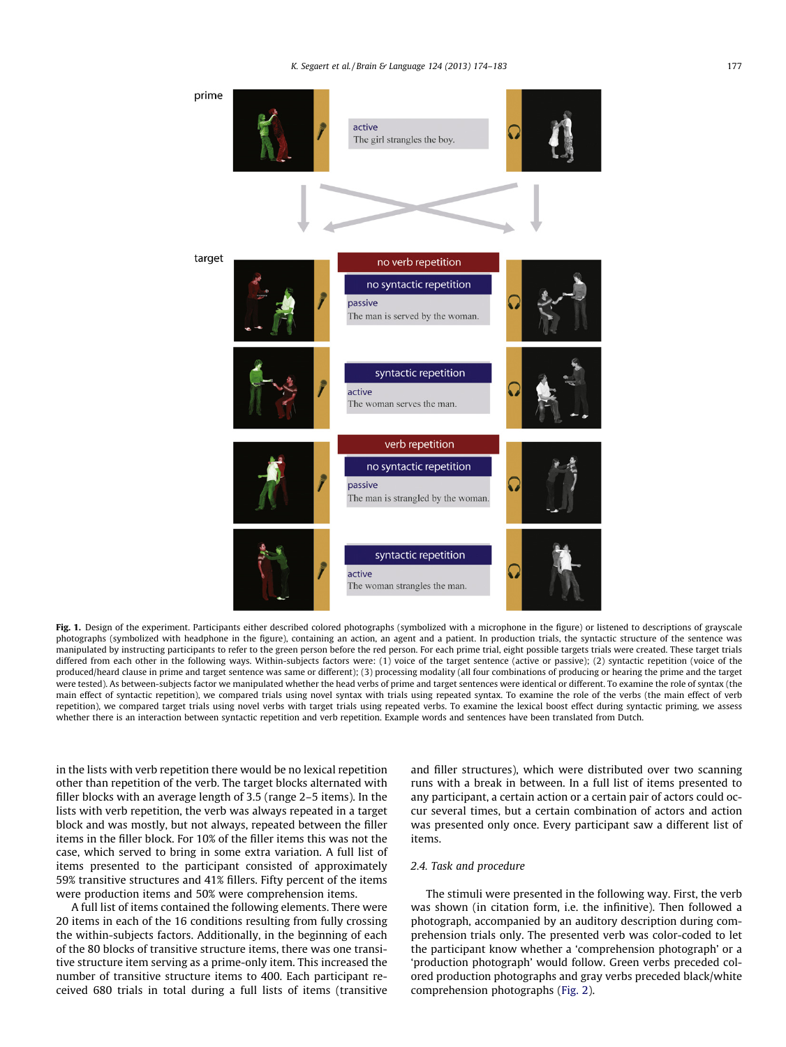**Fig. 1.** Design of the experiment. Participants either described colored photographs (symbolized with a microphone in the figure) or listened to descriptions of grayscale photographs (symbolized with headphone in the figure), containing an action, an agent and a patient. In production trials, the syntactic structure of the sentence was manipulated by instructing participants to refer to the green person before the red person. For each prime trial, eight possible targets trials were created. These target trials differed from each other in the following ways. Within-subjects factors were: (1) voice of the target sentence (active or passive); (2) syntactic repetition (voice of the produced/heard clause in prime and target sentence was same or different); (3) processing modality (all four combinations of producing or hearing the prime and the target were tested). As between-subjects factor we manipulated whether the head verbs of prime and target sentences were identical or different. To examine the role of syntax (the main effect of syntactic repetition), we compared trials using novel syntax with trials using repeated syntax. To examine the role of the verbs (the main effect of verb repetition), we compared target trials using novel verbs with target trials using repeated verbs. To examine the lexical boost effect during syntactic priming, we assess whether there is an interaction between syntactic repetition and verb repetition. Example words and sentences have been translated from Dutch.

in the lists with verb repetition there would be no lexical repetition other than repetition of the verb. The target blocks alternated with filler blocks with an average length of 3.5 (range 2–5 items). In the lists with verb repetition, the verb was always repeated in a target block and was mostly, but not always, repeated between the filler items in the filler block. For 10% of the filler items this was not the case, which served to bring in some extra variation. A full list of items presented to the participant consisted of approximately 59% transitive structures and 41% fillers. Fifty percent of the items were production items and 50% were comprehension items.

A full list of items contained the following elements. There were 20 items in each of the 16 conditions resulting from fully crossing the within-subjects factors. Additionally, in the beginning of each of the 80 blocks of transitive structure items, there was one transitive structure item serving as a prime-only item. This increased the number of transitive structure items to 400. Each participant received 680 trials in total during a full lists of items (transitive and filler structures), which were distributed over two scanning runs with a break in between. In a full list of items presented to any participant, a certain action or a certain pair of actors could occur several times, but a certain combination of actors and action was presented only once. Every participant saw a different list of items.

### 2.4. Task and procedure

The stimuli were presented in the following way. First, the verb was shown (in citation form, i.e. the infinitive). Then followed a photograph, accompanied by an auditory description during comprehension trials only. The presented verb was color-coded to let the participant know whether a 'comprehension photograph' or a 'production photograph' would follow. Green verbs preceded colored production photographs and gray verbs preceded black/white comprehension photographs (Fig. 2).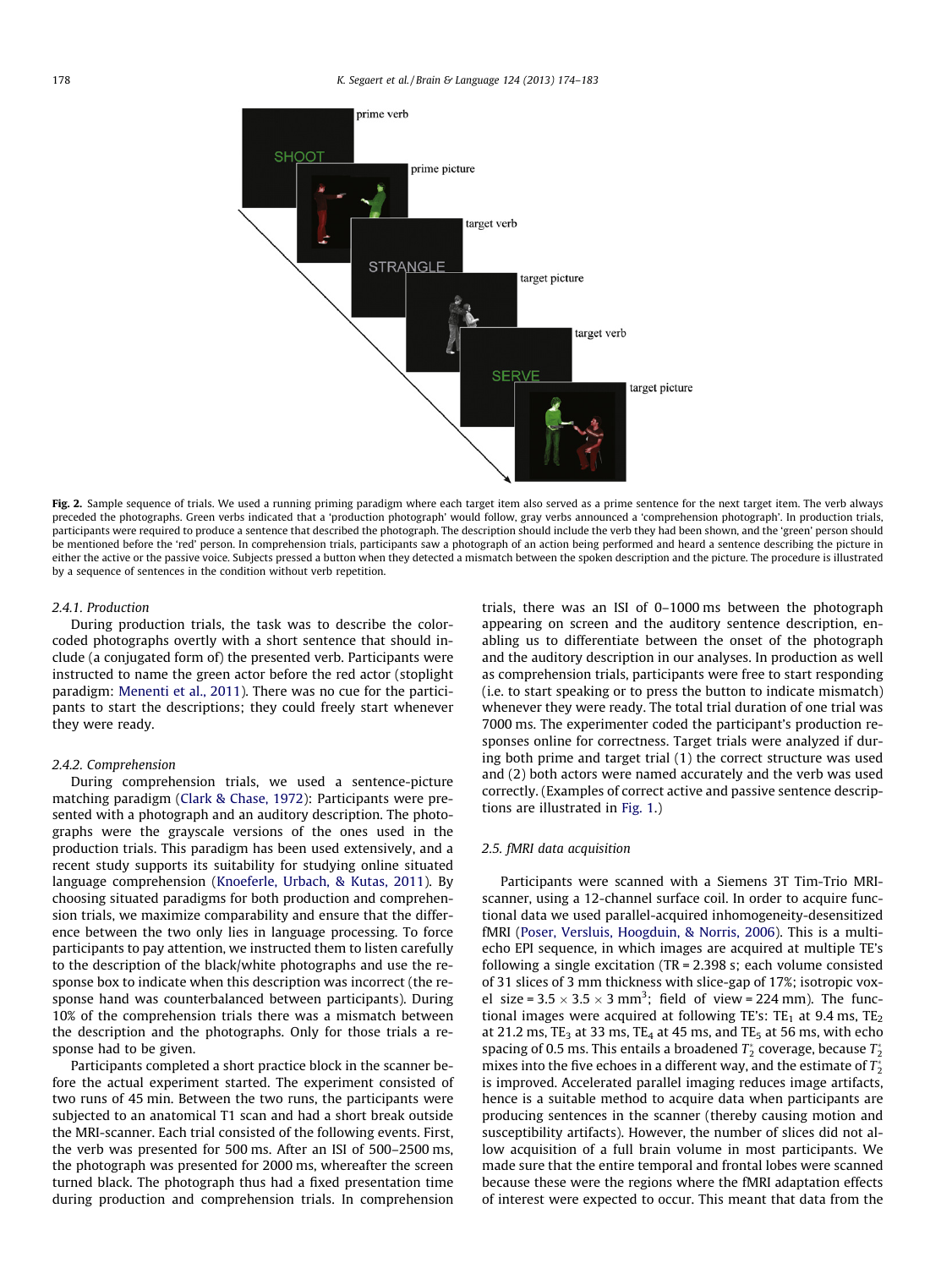Fig. 2. Sample sequence of trials. We used a running priming paradigm where each target item also served as a prime sentence for the next target item. The verb always preceded the photographs. Green verbs indicated that a 'production photograph' would follow, gray verbs announced a 'comprehension photograph'. In production trials, participants were required to produce a sentence that described the photograph. The description should include the verb they had been shown, and the 'green' person should be mentioned before the 'red' person. In comprehension trials, participants saw a photograph of an action being performed and heard a sentence describing the picture in either the active or the passive voice. Subjects pressed a button when they detected a mismatch between the spoken description and the picture. The procedure is illustrated by a sequence of sentences in the condition without verb repetition.

#### 2.4.1. Production

During production trials, the task was to describe the color-coded photographs overtly with a short sentence that should include (a conjugated form of) the presented verb. Participants were instructed to name the green actor before the red actor (stoplight paradigm: Menenti et al., 2011). There was no cue for the participants to start the descriptions; they could freely start whenever they were ready.

#### 2.4.2. Comprehension

During comprehension trials, we used a sentence-picture matching paradigm (Clark & Chase, 1972): Participants were presented with a photograph and an auditory description. The photographs were the grayscale versions of the ones used in the production trials. This paradigm has been used extensively, and a recent study supports its suitability for studying online situated language comprehension (Knoeferle, Urbach, & Kutas, 2011). By choosing situated paradigms for both production and comprehension trials, we maximize comparability and ensure that the difference between the two only lies in language processing. To force participants to pay attention, we instructed them to listen carefully to the description of the black/white photographs and use the response box to indicate when this description was incorrect (the response hand was counterbalanced between participants). During 10% of the comprehension trials there was a mismatch between the description and the photographs. Only for those trials a response had to be given.

Participants completed a short practice block in the scanner before the actual experiment started. The experiment consisted of two runs of 45 min. Between the two runs, the participants were subjected to an anatomical T1 scan and had a short break outside the MRI-scanner. Each trial consisted of the following events. First, the verb was presented for 500 ms. After an ISI of 500–2500 ms, the photograph was presented for 2000 ms, whereafter the screen turned black. The photograph thus had a fixed presentation time during production and comprehension trials. In comprehension trials, there was an ISI of 0–1000 ms between the photograph appearing on screen and the auditory sentence description, enabling us to differentiate between the onset of the photograph and the auditory description in our analyses. In production as well as comprehension trials, participants were free to start responding (i.e. to start speaking or to press the button to indicate mismatch) whenever they were ready. The total trial duration of one trial was 7000 ms. The experimenter coded the participant's production responses online for correctness. Target trials were analyzed if during both prime and target trial (1) the correct structure was used and (2) both actors were named accurately and the verb was used correctly. (Examples of correct active and passive sentence descriptions are illustrated in Fig. 1.)

### 2.5. fMRI data acquisition

Participants were scanned with a Siemens 3T Tim-Trio MRI-scanner, using a 12-channel surface coil. In order to acquire functional data we used parallel-acquired inhomogeneity-desensitized fMRI (Poser, Versluis, Hoogduin, & Norris, 2006). This is a multi-echo EPI sequence, in which images are acquired at multiple TE's following a single excitation (TR = 2.398 s; each volume consisted of 31 slices of 3 mm thickness with slice-gap of 17%; isotropic voxel size = $3.5 \times 3.5 \times 3$ mm$^3$; field of view = 224 mm). The functional images were acquired at following TE's: $TE_1$ at 9.4 ms, $TE_2$ at 21.2 ms, $TE_3$ at 33 ms, $TE_4$ at 45 ms, and $TE_5$ at 56 ms, with echo spacing of 0.5 ms. This entails a broadened $T_2^*$ coverage, because $T_2^*$ mixes into the five echoes in a different way, and the estimate of $T_2^*$ is improved. Accelerated parallel imaging reduces image artifacts, hence is a suitable method to acquire data when participants are producing sentences in the scanner (thereby causing motion and susceptibility artifacts). However, the number of slices did not allow acquisition of a full brain volume in most participants. We made sure that the entire temporal and frontal lobes were scanned because these were the regions where the fMRI adaptation effects of interest were expected to occur. This meant that data from the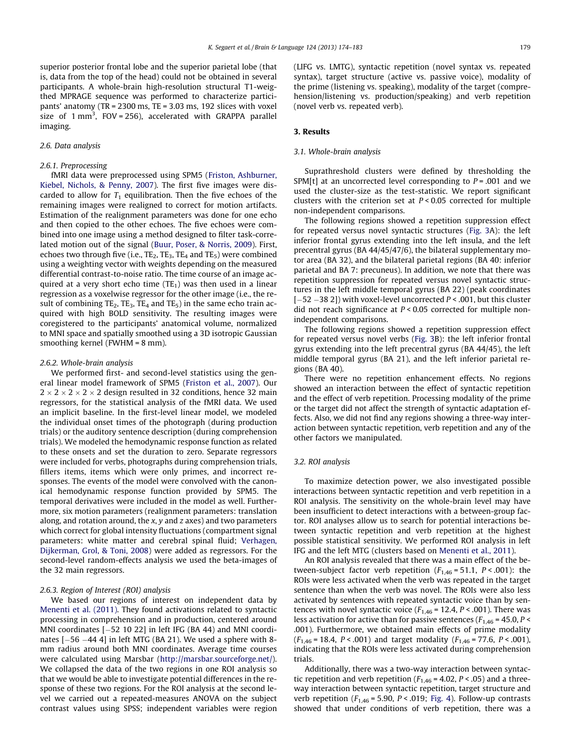superior posterior frontal lobe and the superior parietal lobe (that is, data from the top of the head) could not be obtained in several participants. A whole-brain high-resolution structural T1-weighted MPRAGE sequence was performed to characterize participants' anatomy (TR = 2300 ms, TE = 3.03 ms, 192 slices with voxel size of 1 mm$^3$, FOV = 256), accelerated with GRAPPA parallel imaging.

### 2.6. Data analysis

#### 2.6.1. Preprocessing

fMRI data were preprocessed using SPM5 (Friston, Ashburner, Kiebel, Nichols, & Penny, 2007). The first five images were discarded to allow for $T_1$ equilibration. Then the five echoes of the remaining images were realigned to correct for motion artifacts. Estimation of the realignment parameters was done for one echo and then copied to the other echoes. The five echoes were combined into one image using a method designed to filter task-correlated motion out of the signal (Buur, Poser, & Norris, 2009). First, echoes two through five (i.e., $TE_2$, $TE_3$, $TE_4$ and $TE_5$) were combined using a weighting vector with weights depending on the measured differential contrast-to-noise ratio. The time course of an image acquired at a very short echo time ($TE_1$) was then used in a linear regression as a voxelwise regressor for the other image (i.e., the result of combining $TE_2$, $TE_3$, $TE_4$ and $TE_5$) in the same echo train acquired with high BOLD sensitivity. The resulting images were coregistered to the participants' anatomical volume, normalized to MNI space and spatially smoothed using a 3D isotropic Gaussian smoothing kernel (FWHM = 8 mm).

#### 2.6.2. Whole-brain analysis

We performed first- and second-level statistics using the general linear model framework of SPM5 (Friston et al., 2007). Our $2 \times 2 \times 2 \times 2 \times 2$ design resulted in 32 conditions, hence 32 main regressors, for the statistical analysis of the fMRI data. We used an implicit baseline. In the first-level linear model, we modeled the individual onset times of the photograph (during production trials) or the auditory sentence description (during comprehension trials). We modeled the hemodynamic response function as related to these onsets and set the duration to zero. Separate regressors were included for verbs, photographs during comprehension trials, fillers items, items which were only primes, and incorrect responses. The events of the model were convolved with the canonical hemodynamic response function provided by SPM5. The temporal derivatives were included in the model as well. Furthermore, six motion parameters (realignment parameters: translation along, and rotation around, the *x*, *y* and *z* axes) and two parameters which correct for global intensity fluctuations (compartment signal parameters: white matter and cerebral spinal fluid; Verhagen, Dijkerman, Grol, & Toni, 2008) were added as regressors. For the second-level random-effects analysis we used the beta-images of the 32 main regressors.

#### 2.6.3. Region of Interest (ROI) analysis

We based our regions of interest on independent data by Menenti et al. (2011). They found activations related to syntactic processing in comprehension and in production, centered around MNI coordinates [−52 10 22] in left IFG (BA 44) and MNI coordinates [−56 −44 4] in left MTG (BA 21). We used a sphere with 8-mm radius around both MNI coordinates. Average time courses were calculated using Marsbar (http://marsbar.sourceforge.net/). We collapsed the data of the two regions in one ROI analysis so that we would be able to investigate potential differences in the response of these two regions. For the ROI analysis at the second level we carried out a repeated-measures ANOVA on the subject contrast values using SPSS; independent variables were region (LIFG vs. LMTG), syntactic repetition (novel syntax vs. repeated syntax), target structure (active vs. passive voice), modality of the prime (listening vs. speaking), modality of the target (comprehension/listening vs. production/speaking) and verb repetition (novel verb vs. repeated verb).

## 3. Results

### 3.1. Whole-brain analysis

Suprathreshold clusters were defined by thresholding the SPM[t] at an uncorrected level corresponding to $P = .001$ and we used the cluster-size as the test-statistic. We report significant clusters with the criterion set at $P < 0.05$ corrected for multiple non-independent comparisons.

The following regions showed a repetition suppression effect for repeated versus novel syntactic structures (Fig. 3A): the left inferior frontal gyrus extending into the left insula, and the left precentral gyrus (BA 44/45/47/6), the bilateral supplementary motor area (BA 32), and the bilateral parietal regions (BA 40: inferior parietal and BA 7: precuneus). In addition, we note that there was repetition suppression for repeated versus novel syntactic structures in the left middle temporal gyrus (BA 22) (peak coordinates [−52 −38 2]) with voxel-level uncorrected $P < .001$, but this cluster did not reach significance at $P < 0.05$ corrected for multiple non-independent comparisons.

The following regions showed a repetition suppression effect for repeated versus novel verbs (Fig. 3B): the left inferior frontal gyrus extending into the left precentral gyrus (BA 44/45), the left middle temporal gyrus (BA 21), and the left inferior parietal regions (BA 40).

There were no repetition enhancement effects. No regions showed an interaction between the effect of syntactic repetition and the effect of verb repetition. Processing modality of the prime or the target did not affect the strength of syntactic adaptation effects. Also, we did not find any regions showing a three-way interaction between syntactic repetition, verb repetition and any of the other factors we manipulated.

### 3.2. ROI analysis

To maximize detection power, we also investigated possible interactions between syntactic repetition and verb repetition in a ROI analysis. The sensitivity on the whole-brain level may have been insufficient to detect interactions with a between-group factor. ROI analyses allow us to search for potential interactions between syntactic repetition and verb repetition at the highest possible statistical sensitivity. We performed ROI analysis in left IFG and the left MTG (clusters based on Menenti et al., 2011).

An ROI analysis revealed that there was a main effect of the between-subject factor verb repetition ($F_{1,46} = 51.1$, $P < .001$): the ROIs were less activated when the verb was repeated in the target sentence than when the verb was novel. The ROIs were also less activated by sentences with repeated syntactic voice than by sentences with novel syntactic voice ($F_{1,46} = 12.4$, $P < .001$). There was less activation for active than for passive sentences ($F_{1,46} = 45.0$, $P < .001$). Furthermore, we obtained main effects of prime modality ($F_{1,46} = 18.4$, $P < .001$) and target modality ($F_{1,46} = 77.6$, $P < .001$), indicating that the ROIs were less activated during comprehension trials.

Additionally, there was a two-way interaction between syntactic repetition and verb repetition ($F_{1,46} = 4.02$, $P < .05$) and a three-way interaction between syntactic repetition, target structure and verb repetition ($F_{1,46} = 5.90$, $P < .019$; Fig. 4). Follow-up contrasts showed that under conditions of verb repetition, there was a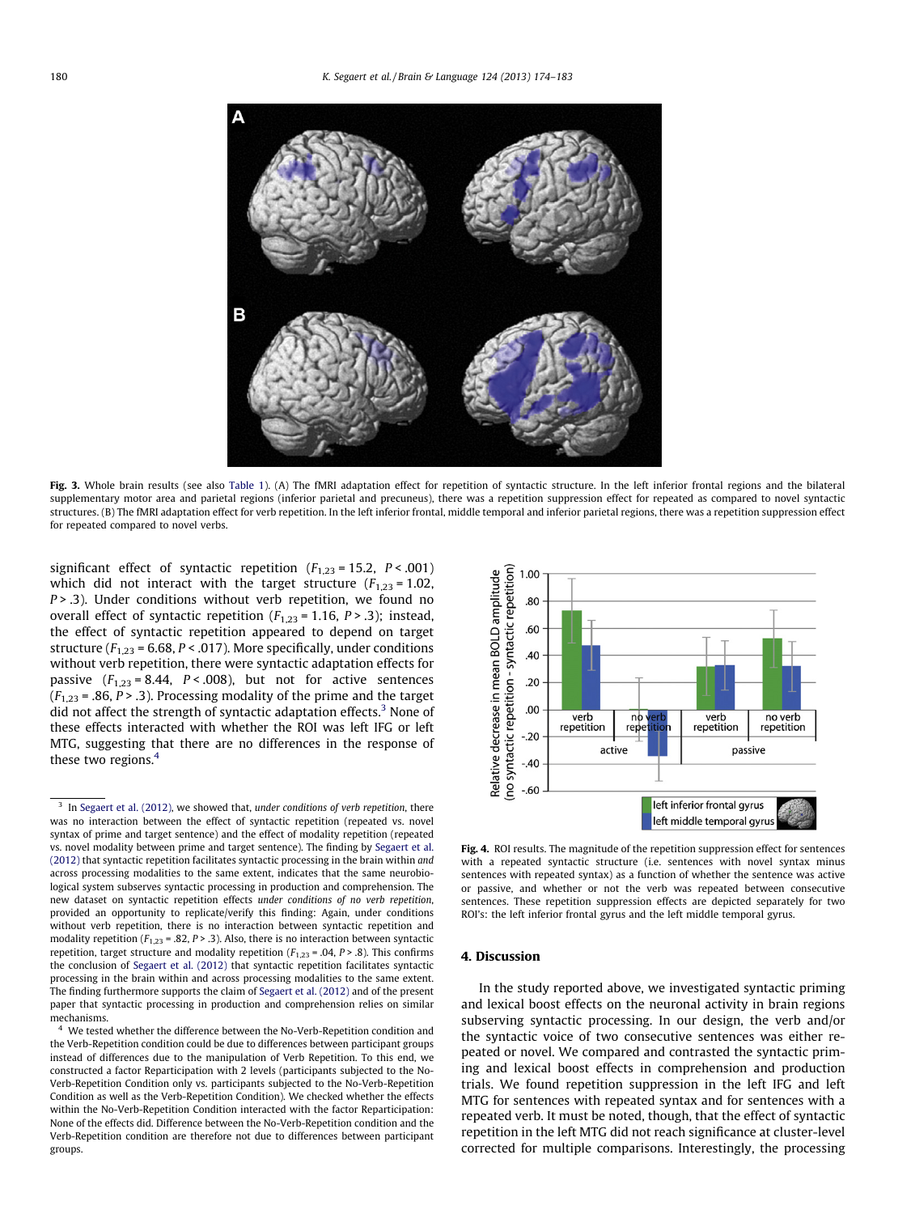**Fig. 3.** Whole brain results (see also Table 1). (A) The fMRI adaptation effect for repetition of syntactic structure. In the left inferior frontal regions and the bilateral supplementary motor area and parietal regions (inferior parietal and precuneus), there was a repetition suppression effect for repeated as compared to novel syntactic structures. (B) The fMRI adaptation effect for verb repetition. In the left inferior frontal, middle temporal and inferior parietal regions, there was a repetition suppression effect for repeated compared to novel verbs.

significant effect of syntactic repetition ($F_{1,23} = 15.2$, $P < .001$) which did not interact with the target structure ($F_{1,23} = 1.02$, $P > .3$). Under conditions without verb repetition, we found no overall effect of syntactic repetition ($F_{1,23} = 1.16$, $P > .3$); instead, the effect of syntactic repetition appeared to depend on target structure ($F_{1,23} = 6.68$, $P < .017$). More specifically, under conditions without verb repetition, there were syntactic adaptation effects for passive ($F_{1,23} = 8.44$, $P < .008$), but not for active sentences ($F_{1,23} = .86$, $P > .3$). Processing modality of the prime and the target did not affect the strength of syntactic adaptation effects.[3] None of these effects interacted with whether the ROI was left IFG or left MTG, suggesting that there are no differences in the response of these two regions.[4]

**Fig. 4.** ROI results. The magnitude of the repetition suppression effect for sentences with a repeated syntactic structure (i.e. sentences with novel syntax minus sentences with repeated syntax) as a function of whether the sentence was active or passive, and whether or not the verb was repeated between consecutive sentences. These repetition suppression effects are depicted separately for two ROI's: the left inferior frontal gyrus and the left middle temporal gyrus.

## 4. Discussion

In the study reported above, we investigated syntactic priming and lexical boost effects on the neuronal activity in brain regions subserving syntactic processing. In our design, the verb and/or the syntactic voice of two consecutive sentences was either repeated or novel. We compared and contrasted the syntactic priming and lexical boost effects in comprehension and production trials. We found repetition suppression in the left IFG and left MTG for sentences with repeated syntax and for sentences with a repeated verb. It must be noted, though, that the effect of syntactic repetition in the left MTG did not reach significance at cluster-level corrected for multiple comparisons. Interestingly, the processing

---

[3] In Segaert et al. (2012), we showed that, *under conditions of verb repetition*, there was no interaction between the effect of syntactic repetition (repeated vs. novel syntax of prime and target sentence) and the effect of modality repetition (repeated vs. novel modality between prime and target sentence). The finding by Segaert et al. (2012) that syntactic repetition facilitates syntactic processing in the brain within *and* across processing modalities to the same extent, indicates that the same neurobiological system subserves syntactic processing in production and comprehension. The new dataset on syntactic repetition effects *under conditions of no verb repetition*, provided an opportunity to replicate/verify this finding: Again, under conditions without verb repetition, there is no interaction between syntactic repetition and modality repetition ($F_{1,23} = .82$, $P > .3$). Also, there is no interaction between syntactic repetition, target structure and modality repetition ($F_{1,23} = .04$, $P > .8$). This confirms the conclusion of Segaert et al. (2012) that syntactic repetition facilitates syntactic processing in the brain within and across processing modalities to the same extent. The finding furthermore supports the claim of Segaert et al. (2012) and of the present paper that syntactic processing in production and comprehension relies on similar mechanisms.

[4] We tested whether the difference between the No-Verb-Repetition condition and the Verb-Repetition condition could be due to differences between participant groups instead of differences due to the manipulation of Verb Repetition. To this end, we constructed a factor Reparticipation with 2 levels (participants subjected to the No-Verb-Repetition Condition only vs. participants subjected to the No-Verb-Repetition Condition as well as the Verb-Repetition Condition). We checked whether the effects within the No-Verb-Repetition Condition interacted with the factor Reparticipation: None of the effects did. Difference between the No-Verb-Repetition condition and the Verb-Repetition condition are therefore not due to differences between participant groups.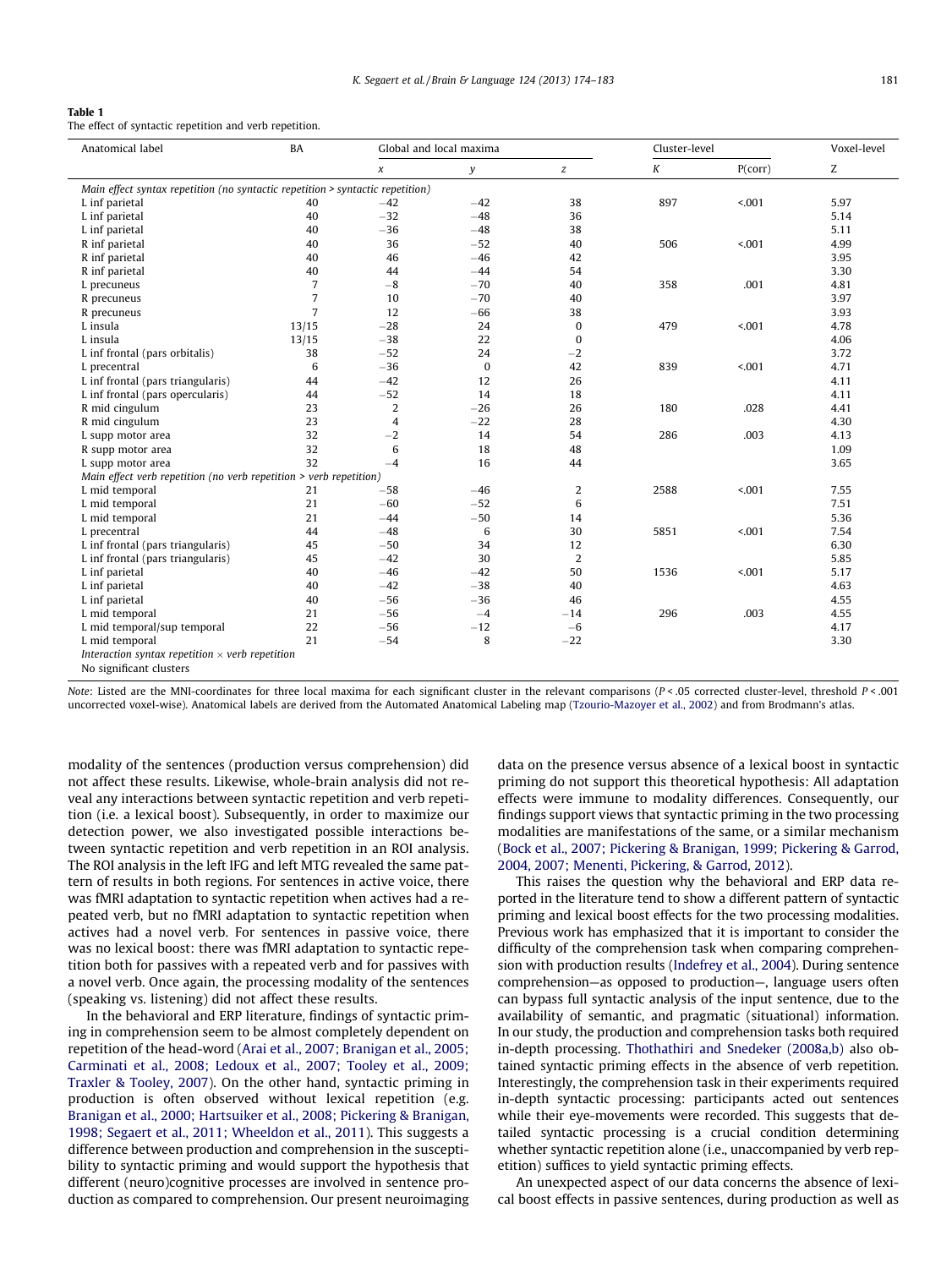**Table 1**
The effect of syntactic repetition and verb repetition.

| Anatomical label | BA | Global and local maxima | | | Cluster-level | | Voxel-level |
|---|---|---|---|---|---|---|---|
| | | *x* | *y* | *z* | *K* | P(corr) | Z |
| *Main effect syntax repetition (no syntactic repetition > syntactic repetition)* | | | | | | | |
| L inf parietal | 40 | −42 | −42 | 38 | 897 | <.001 | 5.97 |
| L inf parietal | 40 | −32 | −48 | 36 | | | 5.14 |
| L inf parietal | 40 | −36 | −48 | 38 | | | 5.11 |
| R inf parietal | 40 | 36 | −52 | 40 | 506 | <.001 | 4.99 |
| R inf parietal | 40 | 46 | −46 | 42 | | | 3.95 |
| R inf parietal | 40 | 44 | −44 | 54 | | | 3.30 |
| L precuneus | 7 | −8 | −70 | 40 | 358 | .001 | 4.81 |
| R precuneus | 7 | 10 | −70 | 40 | | | 3.97 |
| R precuneus | 7 | 12 | −66 | 38 | | | 3.93 |
| L insula | 13/15 | −28 | 24 | 0 | 479 | <.001 | 4.78 |
| L insula | 13/15 | −38 | 22 | 0 | | | 4.06 |
| L inf frontal (pars orbitalis) | 38 | −52 | 24 | −2 | | | 3.72 |
| L precentral | 6 | −36 | 0 | 42 | 839 | <.001 | 4.71 |
| L inf frontal (pars triangularis) | 44 | −42 | 12 | 26 | | | 4.11 |
| L inf frontal (pars opercularis) | 44 | −52 | 14 | 18 | | | 4.11 |
| R mid cingulum | 23 | 2 | −26 | 26 | 180 | .028 | 4.41 |
| R mid cingulum | 23 | 4 | −22 | 28 | | | 4.30 |
| L supp motor area | 32 | −2 | 14 | 54 | 286 | .003 | 4.13 |
| R supp motor area | 32 | 6 | 18 | 48 | | | 1.09 |
| L supp motor area | 32 | −4 | 16 | 44 | | | 3.65 |
| *Main effect verb repetition (no verb repetition > verb repetition)* | | | | | | | |
| L mid temporal | 21 | −58 | −46 | 2 | 2588 | <.001 | 7.55 |
| L mid temporal | 21 | −60 | −52 | 6 | | | 7.51 |
| L mid temporal | 21 | −44 | −50 | 14 | | | 5.36 |
| L precentral | 44 | −48 | 6 | 30 | 5851 | <.001 | 7.54 |
| L inf frontal (pars triangularis) | 45 | −50 | 34 | 12 | | | 6.30 |
| L inf frontal (pars triangularis) | 45 | −42 | 30 | 2 | | | 5.85 |
| L inf parietal | 40 | −46 | −42 | 50 | 1536 | <.001 | 5.17 |
| L inf parietal | 40 | −42 | −38 | 40 | | | 4.63 |
| L inf parietal | 40 | −56 | −36 | 46 | | | 4.55 |
| L mid temporal | 21 | −56 | −4 | −14 | 296 | .003 | 4.55 |
| L mid temporal/sup temporal | 22 | −56 | −12 | −6 | | | 4.17 |
| L mid temporal | 21 | −54 | 8 | −22 | | | 3.30 |
| *Interaction syntax repetition × verb repetition* | | | | | | | |
| No significant clusters | | | | | | | |

*Note*: Listed are the MNI-coordinates for three local maxima for each significant cluster in the relevant comparisons ($P < .05$ corrected cluster-level, threshold $P < .001$ uncorrected voxel-wise). Anatomical labels are derived from the Automated Anatomical Labeling map (Tzourio-Mazoyer et al., 2002) and from Brodmann's atlas.

modality of the sentences (production versus comprehension) did not affect these results. Likewise, whole-brain analysis did not reveal any interactions between syntactic repetition and verb repetition (i.e. a lexical boost). Subsequently, in order to maximize our detection power, we also investigated possible interactions between syntactic repetition and verb repetition in an ROI analysis. The ROI analysis in the left IFG and left MTG revealed the same pattern of results in both regions. For sentences in active voice, there was fMRI adaptation to syntactic repetition when actives had a repeated verb, but no fMRI adaptation to syntactic repetition when actives had a novel verb. For sentences in passive voice, there was no lexical boost: there was fMRI adaptation to syntactic repetition both for passives with a repeated verb and for passives with a novel verb. Once again, the processing modality of the sentences (speaking vs. listening) did not affect these results.

In the behavioral and ERP literature, findings of syntactic priming in comprehension seem to be almost completely dependent on repetition of the head-word (Arai et al., 2007; Branigan et al., 2005; Carminati et al., 2008; Ledoux et al., 2007; Tooley et al., 2009; Traxler & Tooley, 2007). On the other hand, syntactic priming in production is often observed without lexical repetition (e.g. Branigan et al., 2000; Hartsuiker et al., 2008; Pickering & Branigan, 1998; Segaert et al., 2011; Wheeldon et al., 2011). This suggests a difference between production and comprehension in the susceptibility to syntactic priming and would support the hypothesis that different (neuro)cognitive processes are involved in sentence production as compared to comprehension. Our present neuroimaging data on the presence versus absence of a lexical boost in syntactic priming do not support this theoretical hypothesis: All adaptation effects were immune to modality differences. Consequently, our findings support views that syntactic priming in the two processing modalities are manifestations of the same, or a similar mechanism (Bock et al., 2007; Pickering & Branigan, 1999; Pickering & Garrod, 2004, 2007; Menenti, Pickering, & Garrod, 2012).

This raises the question why the behavioral and ERP data reported in the literature tend to show a different pattern of syntactic priming and lexical boost effects for the two processing modalities. Previous work has emphasized that it is important to consider the difficulty of the comprehension task when comparing comprehension with production results (Indefrey et al., 2004). During sentence comprehension—as opposed to production—, language users often can bypass full syntactic analysis of the input sentence, due to the availability of semantic, and pragmatic (situational) information. In our study, the production and comprehension tasks both required in-depth processing. Thothathiri and Snedeker (2008a,b) also obtained syntactic priming effects in the absence of verb repetition. Interestingly, the comprehension task in their experiments required in-depth syntactic processing: participants acted out sentences while their eye-movements were recorded. This suggests that detailed syntactic processing is a crucial condition determining whether syntactic repetition alone (i.e., unaccompanied by verb repetition) suffices to yield syntactic priming effects.

An unexpected aspect of our data concerns the absence of lexical boost effects in passive sentences, during production as well as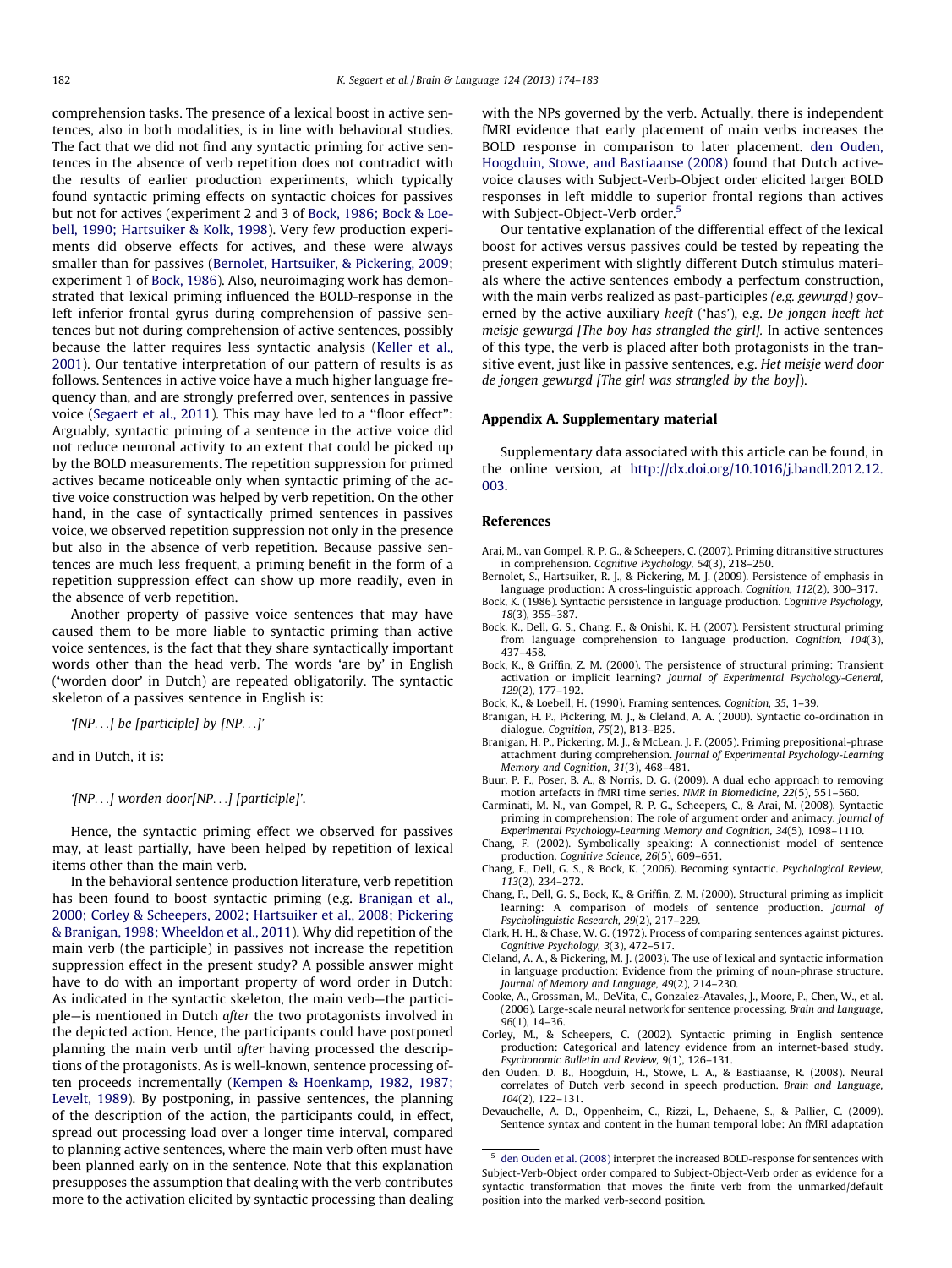comprehension tasks. The presence of a lexical boost in active sentences, also in both modalities, is in line with behavioral studies. The fact that we did not find any syntactic priming for active sentences in the absence of verb repetition does not contradict with the results of earlier production experiments, which typically found syntactic priming effects on syntactic choices for passives but not for actives (experiment 2 and 3 of Bock, 1986; Bock & Loebell, 1990; Hartsuiker & Kolk, 1998). Very few production experiments did observe effects for actives, and these were always smaller than for passives (Bernolet, Hartsuiker, & Pickering, 2009; experiment 1 of Bock, 1986). Also, neuroimaging work has demonstrated that lexical priming influenced the BOLD-response in the left inferior frontal gyrus during comprehension of passive sentences but not during comprehension of active sentences, possibly because the latter requires less syntactic analysis (Keller et al., 2001). Our tentative interpretation of our pattern of results is as follows. Sentences in active voice have a much higher language frequency than, and are strongly preferred over, sentences in passive voice (Segaert et al., 2011). This may have led to a ''floor effect'': Arguably, syntactic priming of a sentence in the active voice did not reduce neuronal activity to an extent that could be picked up by the BOLD measurements. The repetition suppression for primed actives became noticeable only when syntactic priming of the active voice construction was helped by verb repetition. On the other hand, in the case of syntactically primed sentences in passives voice, we observed repetition suppression not only in the presence but also in the absence of verb repetition. Because passive sentences are much less frequent, a priming benefit in the form of a repetition suppression effect can show up more readily, even in the absence of verb repetition.

Another property of passive voice sentences that may have caused them to be more liable to syntactic priming than active voice sentences, is the fact that they share syntactically important words other than the head verb. The words 'are by' in English ('worden door' in Dutch) are repeated obligatorily. The syntactic skeleton of a passives sentence in English is:

*'[NP...] be [participle] by [NP...]'*

and in Dutch, it is:

*'[NP...] worden door[NP...] [participle]'.*

Hence, the syntactic priming effect we observed for passives may, at least partially, have been helped by repetition of lexical items other than the main verb.

In the behavioral sentence production literature, verb repetition has been found to boost syntactic priming (e.g. Branigan et al., 2000; Corley & Scheepers, 2002; Hartsuiker et al., 2008; Pickering & Branigan, 1998; Wheeldon et al., 2011). Why did repetition of the main verb (the participle) in passives not increase the repetition suppression effect in the present study? A possible answer might have to do with an important property of word order in Dutch: As indicated in the syntactic skeleton, the main verb—the participle—is mentioned in Dutch *after* the two protagonists involved in the depicted action. Hence, the participants could have postponed planning the main verb until *after* having processed the descriptions of the protagonists. As is well-known, sentence processing often proceeds incrementally (Kempen & Hoenkamp, 1982, 1987; Levelt, 1989). By postponing, in passive sentences, the planning of the description of the action, the participants could, in effect, spread out processing load over a longer time interval, compared to planning active sentences, where the main verb often must have been planned early on in the sentence. Note that this explanation presupposes the assumption that dealing with the verb contributes more to the activation elicited by syntactic processing than dealing with the NPs governed by the verb. Actually, there is independent fMRI evidence that early placement of main verbs increases the BOLD response in comparison to later placement. den Ouden, Hoogduin, Stowe, and Bastiaanse (2008) found that Dutch active-voice clauses with Subject-Verb-Object order elicited larger BOLD responses in left middle to superior frontal regions than actives with Subject-Object-Verb order.[5]

Our tentative explanation of the differential effect of the lexical boost for actives versus passives could be tested by repeating the present experiment with slightly different Dutch stimulus materials where the active sentences embody a perfectum construction, with the main verbs realized as past-participles *(e.g. gewurgd)* governed by the active auxiliary *heeft* ('has'), e.g. *De jongen heeft het meisje gewurgd [The boy has strangled the girl].* In active sentences of this type, the verb is placed after both protagonists in the transitive event, just like in passive sentences, e.g. *Het meisje werd door de jongen gewurgd [The girl was strangled by the boy]*).

## Appendix A. Supplementary material

Supplementary data associated with this article can be found, in the online version, at http://dx.doi.org/10.1016/j.bandl.2012.12.003.

## References

Arai, M., van Gompel, R. P. G., & Scheepers, C. (2007). Priming ditransitive structures in comprehension. *Cognitive Psychology, 54*(3), 218–250.

Bernolet, S., Hartsuiker, R. J., & Pickering, M. J. (2009). Persistence of emphasis in language production: A cross-linguistic approach. *Cognition, 112*(2), 300–317.

Bock, K. (1986). Syntactic persistence in language production. *Cognitive Psychology, 18*(3), 355–387.

Bock, K., Dell, G. S., Chang, F., & Onishi, K. H. (2007). Persistent structural priming from language comprehension to language production. *Cognition, 104*(3), 437–458.

Bock, K., & Griffin, Z. M. (2000). The persistence of structural priming: Transient activation or implicit learning? *Journal of Experimental Psychology-General, 129*(2), 177–192.

Bock, K., & Loebell, H. (1990). Framing sentences. *Cognition, 35*, 1–39.

Branigan, H. P., Pickering, M. J., & Cleland, A. A. (2000). Syntactic co-ordination in dialogue. *Cognition, 75*(2), B13–B25.

Branigan, H. P., Pickering, M. J., & McLean, J. F. (2005). Priming prepositional-phrase attachment during comprehension. *Journal of Experimental Psychology-Learning Memory and Cognition, 31*(3), 468–481.

Buur, P. F., Poser, B. A., & Norris, D. G. (2009). A dual echo approach to removing motion artefacts in fMRI time series. *NMR in Biomedicine, 22*(5), 551–560.

Carminati, M. N., van Gompel, R. P. G., Scheepers, C., & Arai, M. (2008). Syntactic priming in comprehension: The role of argument order and animacy. *Journal of Experimental Psychology-Learning Memory and Cognition, 34*(5), 1098–1110.

Chang, F. (2002). Symbolically speaking: A connectionist model of sentence production. *Cognitive Science, 26*(5), 609–651.

Chang, F., Dell, G. S., & Bock, K. (2006). Becoming syntactic. *Psychological Review, 113*(2), 234–272.

Chang, F., Dell, G. S., Bock, K., & Griffin, Z. M. (2000). Structural priming as implicit learning: A comparison of models of sentence production. *Journal of Psycholinguistic Research, 29*(2), 217–229.

Clark, H. H., & Chase, W. G. (1972). Process of comparing sentences against pictures. *Cognitive Psychology, 3*(3), 472–517.

Cleland, A. A., & Pickering, M. J. (2003). The use of lexical and syntactic information in language production: Evidence from the priming of noun-phrase structure. *Journal of Memory and Language, 49*(2), 214–230.

Cooke, A., Grossman, M., DeVita, C., Gonzalez-Atavales, J., Moore, P., Chen, W., et al. (2006). Large-scale neural network for sentence processing. *Brain and Language, 96*(1), 14–36.

Corley, M., & Scheepers, C. (2002). Syntactic priming in English sentence production: Categorical and latency evidence from an internet-based study. *Psychonomic Bulletin and Review, 9*(1), 126–131.

den Ouden, D. B., Hoogduin, H., Stowe, L. A., & Bastiaanse, R. (2008). Neural correlates of Dutch verb second in speech production. *Brain and Language, 104*(2), 122–131.

Devauchelle, A. D., Oppenheim, C., Rizzi, L., Dehaene, S., & Pallier, C. (2009). Sentence syntax and content in the human temporal lobe: An fMRI adaptation

[5] den Ouden et al. (2008) interpret the increased BOLD-response for sentences with Subject-Verb-Object order compared to Subject-Object-Verb order as evidence for a syntactic transformation that moves the finite verb from the unmarked/default position into the marked verb-second position.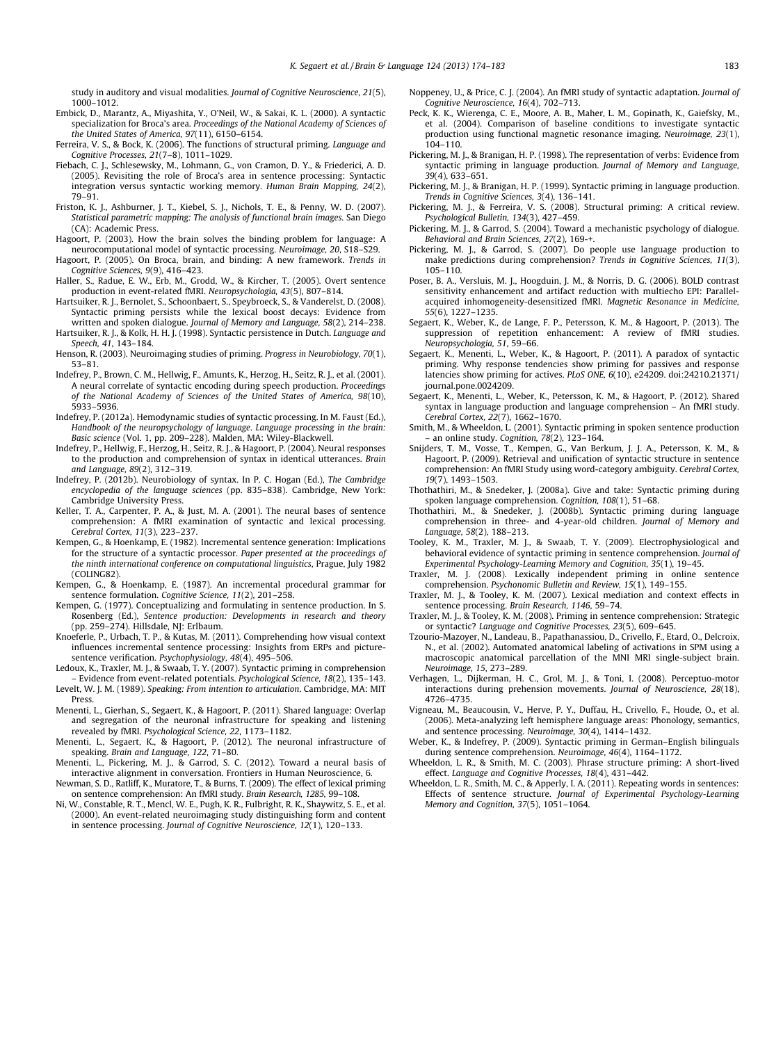study in auditory and visual modalities. *Journal of Cognitive Neuroscience, 21*(5), 1000–1012.

Embick, D., Marantz, A., Miyashita, Y., O'Neil, W., & Sakai, K. L. (2000). A syntactic specialization for Broca's area. *Proceedings of the National Academy of Sciences of the United States of America, 97*(11), 6150–6154.

Ferreira, V. S., & Bock, K. (2006). The functions of structural priming. *Language and Cognitive Processes, 21*(7–8), 1011–1029.

Fiebach, C. J., Schlesewsky, M., Lohmann, G., von Cramon, D. Y., & Friederici, A. D. (2005). Revisiting the role of Broca's area in sentence processing: Syntactic integration versus syntactic working memory. *Human Brain Mapping, 24*(2), 79–91.

Friston, K. J., Ashburner, J. T., Kiebel, S. J., Nichols, T. E., & Penny, W. D. (2007). *Statistical parametric mapping: The analysis of functional brain images*. San Diego (CA): Academic Press.

Hagoort, P. (2003). How the brain solves the binding problem for language: A neurocomputational model of syntactic processing. *Neuroimage, 20*, S18–S29.

Hagoort, P. (2005). On Broca, brain, and binding: A new framework. *Trends in Cognitive Sciences, 9*(9), 416–423.

Haller, S., Radue, E. W., Erb, M., Grodd, W., & Kircher, T. (2005). Overt sentence production in event-related fMRI. *Neuropsychologia, 43*(5), 807–814.

Hartsuiker, R. J., Bernolet, S., Schoonbaert, S., Speybroeck, S., & Vanderelst, D. (2008). Syntactic priming persists while the lexical boost decays: Evidence from written and spoken dialogue. *Journal of Memory and Language, 58*(2), 214–238.

Hartsuiker, R. J., & Kolk, H. H. J. (1998). Syntactic persistence in Dutch. *Language and Speech, 41*, 143–184.

Henson, R. (2003). Neuroimaging studies of priming. *Progress in Neurobiology, 70*(1), 53–81.

Indefrey, P., Brown, C. M., Hellwig, F., Amunts, K., Herzog, H., Seitz, R. J., et al. (2001). A neural correlate of syntactic encoding during speech production. *Proceedings of the National Academy of Sciences of the United States of America, 98*(10), 5933–5936.

Indefrey, P. (2012a). Hemodynamic studies of syntactic processing. In M. Faust (Ed.), *Handbook of the neuropsychology of language. Language processing in the brain: Basic science* (Vol. 1, pp. 209–228). Malden, MA: Wiley-Blackwell.

Indefrey, P., Hellwig, F., Herzog, H., Seitz, R. J., & Hagoort, P. (2004). Neural responses to the production and comprehension of syntax in identical utterances. *Brain and Language, 89*(2), 312–319.

Indefrey, P. (2012b). Neurobiology of syntax. In P. C. Hogan (Ed.), *The Cambridge encyclopedia of the language sciences* (pp. 835–838). Cambridge, New York: Cambridge University Press.

Keller, T. A., Carpenter, P. A., & Just, M. A. (2001). The neural bases of sentence comprehension: A fMRI examination of syntactic and lexical processing. *Cerebral Cortex, 11*(3), 223–237.

Kempen, G., & Hoenkamp, E. (1982). Incremental sentence generation: Implications for the structure of a syntactic processor. *Paper presented at the proceedings of the ninth international conference on computational linguistics*, Prague, July 1982 (COLING82).

Kempen, G., & Hoenkamp, E. (1987). An incremental procedural grammar for sentence formulation. *Cognitive Science, 11*(2), 201–258.

Kempen, G. (1977). Conceptualizing and formulating in sentence production. In S. Rosenberg (Ed.), *Sentence production: Developments in research and theory* (pp. 259–274). Hillsdale, NJ: Erlbaum.

Knoeferle, P., Urbach, T. P., & Kutas, M. (2011). Comprehending how visual context influences incremental sentence processing: Insights from ERPs and picture-sentence verification. *Psychophysiology, 48*(4), 495–506.

Ledoux, K., Traxler, M. J., & Swaab, T. Y. (2007). Syntactic priming in comprehension – Evidence from event-related potentials. *Psychological Science, 18*(2), 135–143.

Levelt, W. J. M. (1989). *Speaking: From intention to articulation*. Cambridge, MA: MIT Press.

Menenti, L., Gierhan, S., Segaert, K., & Hagoort, P. (2011). Shared language: Overlap and segregation of the neuronal infrastructure for speaking and listening revealed by fMRI. *Psychological Science, 22*, 1173–1182.

Menenti, L., Segaert, K., & Hagoort, P. (2012). The neuronal infrastructure of speaking. *Brain and Language, 122*, 71–80.

Menenti, L., Pickering, M. J., & Garrod, S. C. (2012). Toward a neural basis of interactive alignment in conversation. Frontiers in Human Neuroscience, 6.

Newman, S. D., Ratliff, K., Muratore, T., & Burns, T. (2009). The effect of lexical priming on sentence comprehension: An fMRI study. *Brain Research, 1285*, 99–108.

Ni, W., Constable, R. T., Mencl, W. E., Pugh, K. R., Fulbright, R. K., Shaywitz, S. E., et al. (2000). An event-related neuroimaging study distinguishing form and content in sentence processing. *Journal of Cognitive Neuroscience, 12*(1), 120–133.

Noppeney, U., & Price, C. J. (2004). An fMRI study of syntactic adaptation. *Journal of Cognitive Neuroscience, 16*(4), 702–713.

Peck, K. K., Wierenga, C. E., Moore, A. B., Maher, L. M., Gopinath, K., Gaiefsky, M., et al. (2004). Comparison of baseline conditions to investigate syntactic production using functional magnetic resonance imaging. *Neuroimage, 23*(1), 104–110.

Pickering, M. J., & Branigan, H. P. (1998). The representation of verbs: Evidence from syntactic priming in language production. *Journal of Memory and Language, 39*(4), 633–651.

Pickering, M. J., & Branigan, H. P. (1999). Syntactic priming in language production. *Trends in Cognitive Sciences, 3*(4), 136–141.

Pickering, M. J., & Ferreira, V. S. (2008). Structural priming: A critical review. *Psychological Bulletin, 134*(3), 427–459.

Pickering, M. J., & Garrod, S. (2004). Toward a mechanistic psychology of dialogue. *Behavioral and Brain Sciences, 27*(2), 169-+.

Pickering, M. J., & Garrod, S. (2007). Do people use language production to make predictions during comprehension? *Trends in Cognitive Sciences, 11*(3), 105–110.

Poser, B. A., Versluis, M. J., Hoogduin, J. M., & Norris, D. G. (2006). BOLD contrast sensitivity enhancement and artifact reduction with multiecho EPI: Parallel-acquired inhomogeneity-desensitized fMRI. *Magnetic Resonance in Medicine, 55*(6), 1227–1235.

Segaert, K., Weber, K., de Lange, F. P., Petersson, K. M., & Hagoort, P. (2013). The suppression of repetition enhancement: A review of fMRI studies. *Neuropsychologia, 51*, 59–66.

Segaert, K., Menenti, L., Weber, K., & Hagoort, P. (2011). A paradox of syntactic priming. Why response tendencies show priming for passives and response latencies show priming for actives. *PLoS ONE, 6*(10), e24209. doi:24210.21371/journal.pone.0024209.

Segaert, K., Menenti, L., Weber, K., Petersson, K. M., & Hagoort, P. (2012). Shared syntax in language production and language comprehension – An fMRI study. *Cerebral Cortex, 22*(7), 1662–1670.

Smith, M., & Wheeldon, L. (2001). Syntactic priming in spoken sentence production – an online study. *Cognition, 78*(2), 123–164.

Snijders, T. M., Vosse, T., Kempen, G., Van Berkum, J. J. A., Petersson, K. M., & Hagoort, P. (2009). Retrieval and unification of syntactic structure in sentence comprehension: An fMRI Study using word-category ambiguity. *Cerebral Cortex, 19*(7), 1493–1503.

Thothathiri, M., & Snedeker, J. (2008a). Give and take: Syntactic priming during spoken language comprehension. *Cognition, 108*(1), 51–68.

Thothathiri, M., & Snedeker, J. (2008b). Syntactic priming during language comprehension in three- and 4-year-old children. *Journal of Memory and Language, 58*(2), 188–213.

Tooley, K. M., Traxler, M. J., & Swaab, T. Y. (2009). Electrophysiological and behavioral evidence of syntactic priming in sentence comprehension. *Journal of Experimental Psychology-Learning Memory and Cognition, 35*(1), 19–45.

Traxler, M. J. (2008). Lexically independent priming in online sentence comprehension. *Psychonomic Bulletin and Review, 15*(1), 149–155.

Traxler, M. J., & Tooley, K. M. (2007). Lexical mediation and context effects in sentence processing. *Brain Research, 1146*, 59–74.

Traxler, M. J., & Tooley, K. M. (2008). Priming in sentence comprehension: Strategic or syntactic? *Language and Cognitive Processes, 23*(5), 609–645.

Tzourio-Mazoyer, N., Landeau, B., Papathanassiou, D., Crivello, F., Etard, O., Delcroix, N., et al. (2002). Automated anatomical labeling of activations in SPM using a macroscopic anatomical parcellation of the MNI MRI single-subject brain. *Neuroimage, 15*, 273–289.

Verhagen, L., Dijkerman, H. C., Grol, M. J., & Toni, I. (2008). Perceptuo-motor interactions during prehension movements. *Journal of Neuroscience, 28*(18), 4726–4735.

Vigneau, M., Beaucousin, V., Herve, P. Y., Duffau, H., Crivello, F., Houde, O., et al. (2006). Meta-analyzing left hemisphere language areas: Phonology, semantics, and sentence processing. *Neuroimage, 30*(4), 1414–1432.

Weber, K., & Indefrey, P. (2009). Syntactic priming in German–English bilinguals during sentence comprehension. *Neuroimage, 46*(4), 1164–1172.

Wheeldon, L. R., & Smith, M. C. (2003). Phrase structure priming: A short-lived effect. *Language and Cognitive Processes, 18*(4), 431–442.

Wheeldon, L. R., Smith, M. C., & Apperly, I. A. (2011). Repeating words in sentences: Effects of sentence structure. *Journal of Experimental Psychology-Learning Memory and Cognition, 37*(5), 1051–1064.